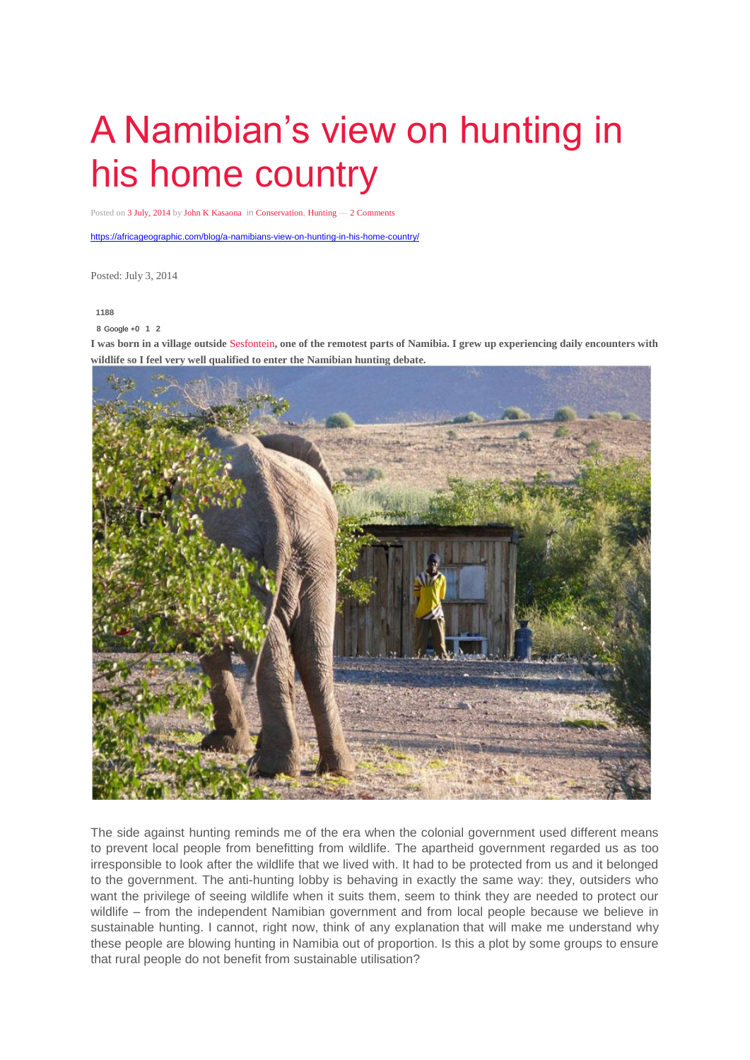# A Namibian's view on hunting in his home country

Posted on 3 July, 2014 by John K Kasaona in Conservation, Hunting — 2 Comments

https://africageographic.com/blog/a-namibians-view-on-hunting-in-his-home-country/

Posted: July 3, 2014

1188

8 Google +0 1 2

**I was born in a village outside Sesfontein, one of the remotest parts of Namibia. I grew up experiencing daily encounters with wildlife so I feel very well qualified to enter the Namibian hunting debate.**

The side against hunting reminds me of the era when the colonial government used different means to prevent local people from benefitting from wildlife. The apartheid government regarded us as too irresponsible to look after the wildlife that we lived with. It had to be protected from us and it belonged to the government. The anti-hunting lobby is behaving in exactly the same way: they, outsiders who want the privilege of seeing wildlife when it suits them, seem to think they are needed to protect our wildlife – from the independent Namibian government and from local people because we believe in sustainable hunting. I cannot, right now, think of any explanation that will make me understand why these people are blowing hunting in Namibia out of proportion. Is this a plot by some groups to ensure that rural people do not benefit from sustainable utilisation?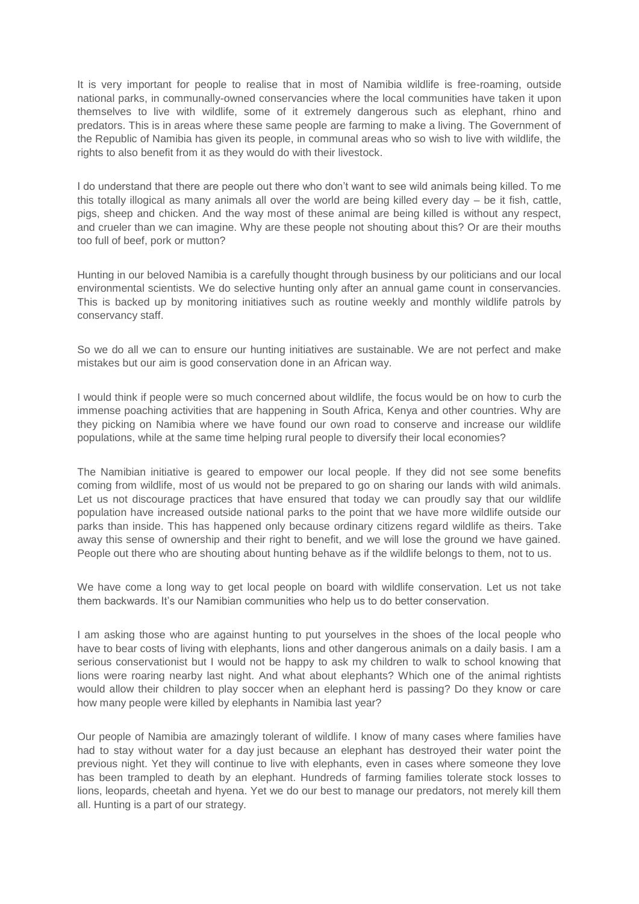It is very important for people to realise that in most of Namibia wildlife is free-roaming, outside national parks, in communally-owned conservancies where the local communities have taken it upon themselves to live with wildlife, some of it extremely dangerous such as elephant, rhino and predators. This is in areas where these same people are farming to make a living. The Government of the Republic of Namibia has given its people, in communal areas who so wish to live with wildlife, the rights to also benefit from it as they would do with their livestock.

I do understand that there are people out there who don't want to see wild animals being killed. To me this totally illogical as many animals all over the world are being killed every day – be it fish, cattle, pigs, sheep and chicken. And the way most of these animal are being killed is without any respect, and crueler than we can imagine. Why are these people not shouting about this? Or are their mouths too full of beef, pork or mutton?

Hunting in our beloved Namibia is a carefully thought through business by our politicians and our local environmental scientists. We do selective hunting only after an annual game count in conservancies. This is backed up by monitoring initiatives such as routine weekly and monthly wildlife patrols by conservancy staff.

So we do all we can to ensure our hunting initiatives are sustainable. We are not perfect and make mistakes but our aim is good conservation done in an African way.

I would think if people were so much concerned about wildlife, the focus would be on how to curb the immense poaching activities that are happening in South Africa, Kenya and other countries. Why are they picking on Namibia where we have found our own road to conserve and increase our wildlife populations, while at the same time helping rural people to diversify their local economies?

The Namibian initiative is geared to empower our local people. If they did not see some benefits coming from wildlife, most of us would not be prepared to go on sharing our lands with wild animals. Let us not discourage practices that have ensured that today we can proudly say that our wildlife population have increased outside national parks to the point that we have more wildlife outside our parks than inside. This has happened only because ordinary citizens regard wildlife as theirs. Take away this sense of ownership and their right to benefit, and we will lose the ground we have gained. People out there who are shouting about hunting behave as if the wildlife belongs to them, not to us.

We have come a long way to get local people on board with wildlife conservation. Let us not take them backwards. It's our Namibian communities who help us to do better conservation.

I am asking those who are against hunting to put yourselves in the shoes of the local people who have to bear costs of living with elephants, lions and other dangerous animals on a daily basis. I am a serious conservationist but I would not be happy to ask my children to walk to school knowing that lions were roaring nearby last night. And what about elephants? Which one of the animal rightists would allow their children to play soccer when an elephant herd is passing? Do they know or care how many people were killed by elephants in Namibia last year?

Our people of Namibia are amazingly tolerant of wildlife. I know of many cases where families have had to stay without water for a day just because an elephant has destroyed their water point the previous night. Yet they will continue to live with elephants, even in cases where someone they love has been trampled to death by an elephant. Hundreds of farming families tolerate stock losses to lions, leopards, cheetah and hyena. Yet we do our best to manage our predators, not merely kill them all. Hunting is a part of our strategy.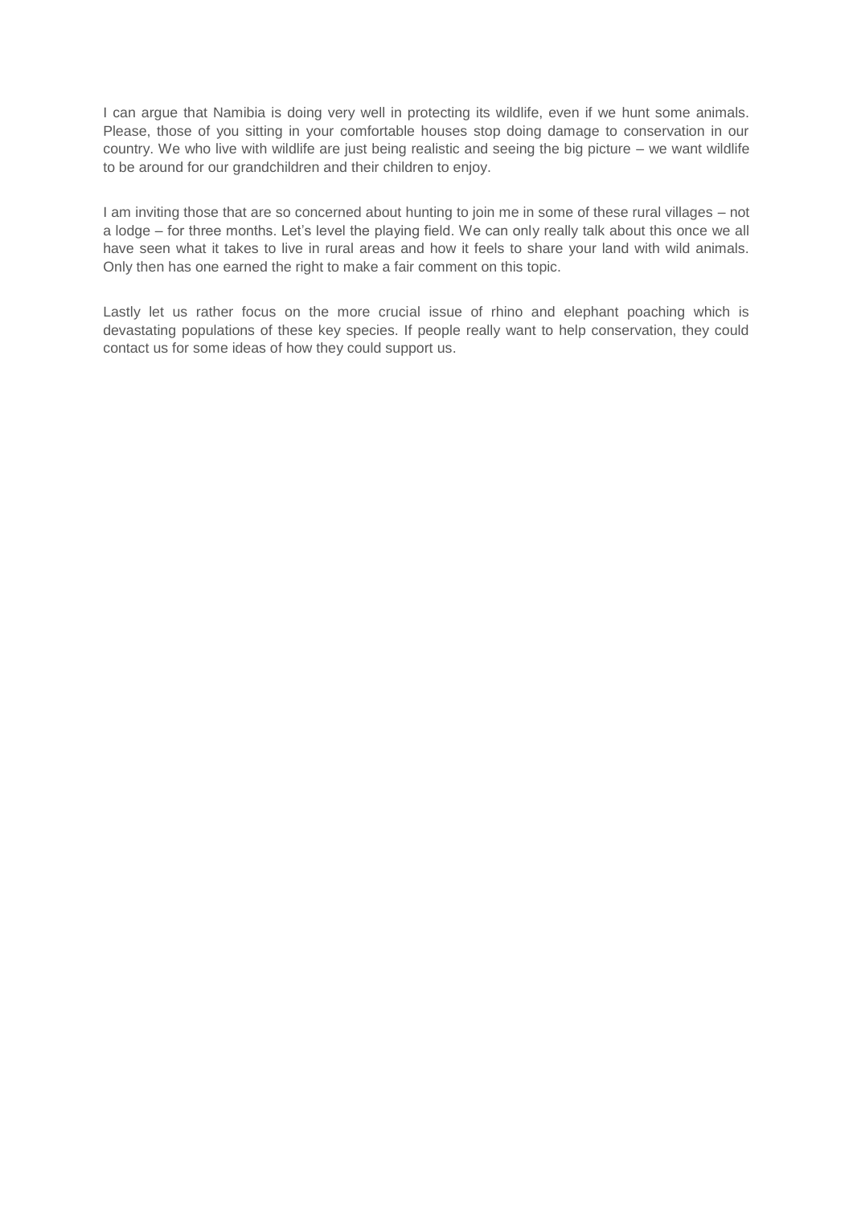I can argue that Namibia is doing very well in protecting its wildlife, even if we hunt some animals. Please, those of you sitting in your comfortable houses stop doing damage to conservation in our country. We who live with wildlife are just being realistic and seeing the big picture – we want wildlife to be around for our grandchildren and their children to enjoy.

I am inviting those that are so concerned about hunting to join me in some of these rural villages – not a lodge – for three months. Let's level the playing field. We can only really talk about this once we all have seen what it takes to live in rural areas and how it feels to share your land with wild animals. Only then has one earned the right to make a fair comment on this topic.

Lastly let us rather focus on the more crucial issue of rhino and elephant poaching which is devastating populations of these key species. If people really want to help conservation, they could contact us for some ideas of how they could support us.